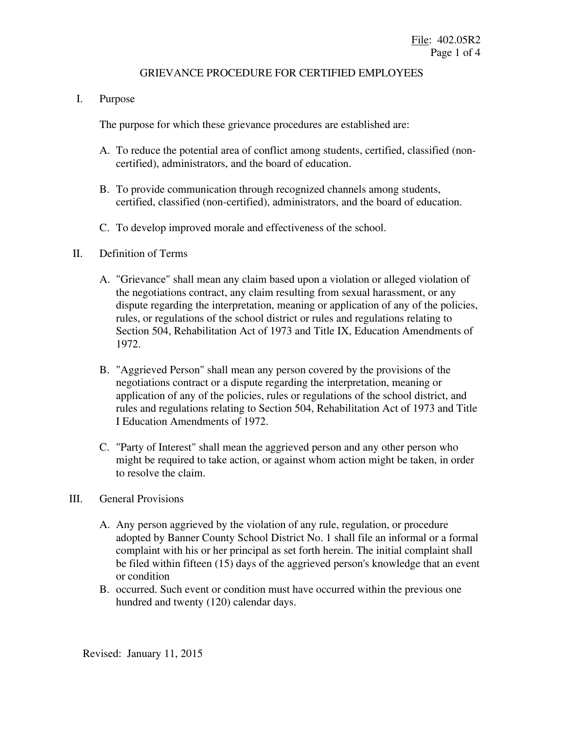# GRIEVANCE PROCEDURE FOR CERTIFIED EMPLOYEES

## I. Purpose

The purpose for which these grievance procedures are established are:

A. To reduce the potential area of conflict among students, certified, classified (non-certified), administrators, and the board of education.

B. To provide communication through recognized channels among students, certified, classified (non-certified), administrators, and the board of education.

C. To develop improved morale and effectiveness of the school.

## II. Definition of Terms

A. "Grievance" shall mean any claim based upon a violation or alleged violation of the negotiations contract, any claim resulting from sexual harassment, or any dispute regarding the interpretation, meaning or application of any of the policies, rules, or regulations of the school district or rules and regulations relating to Section 504, Rehabilitation Act of 1973 and Title IX, Education Amendments of 1972.

B. "Aggrieved Person" shall mean any person covered by the provisions of the negotiations contract or a dispute regarding the interpretation, meaning or application of any of the policies, rules or regulations of the school district, and rules and regulations relating to Section 504, Rehabilitation Act of 1973 and Title I Education Amendments of 1972.

C. "Party of Interest" shall mean the aggrieved person and any other person who might be required to take action, or against whom action might be taken, in order to resolve the claim.

## III. General Provisions

A. Any person aggrieved by the violation of any rule, regulation, or procedure adopted by Banner County School District No. 1 shall file an informal or a formal complaint with his or her principal as set forth herein. The initial complaint shall be filed within fifteen (15) days of the aggrieved person's knowledge that an event or condition

B. occurred. Such event or condition must have occurred within the previous one hundred and twenty (120) calendar days.

Revised: January 11, 2015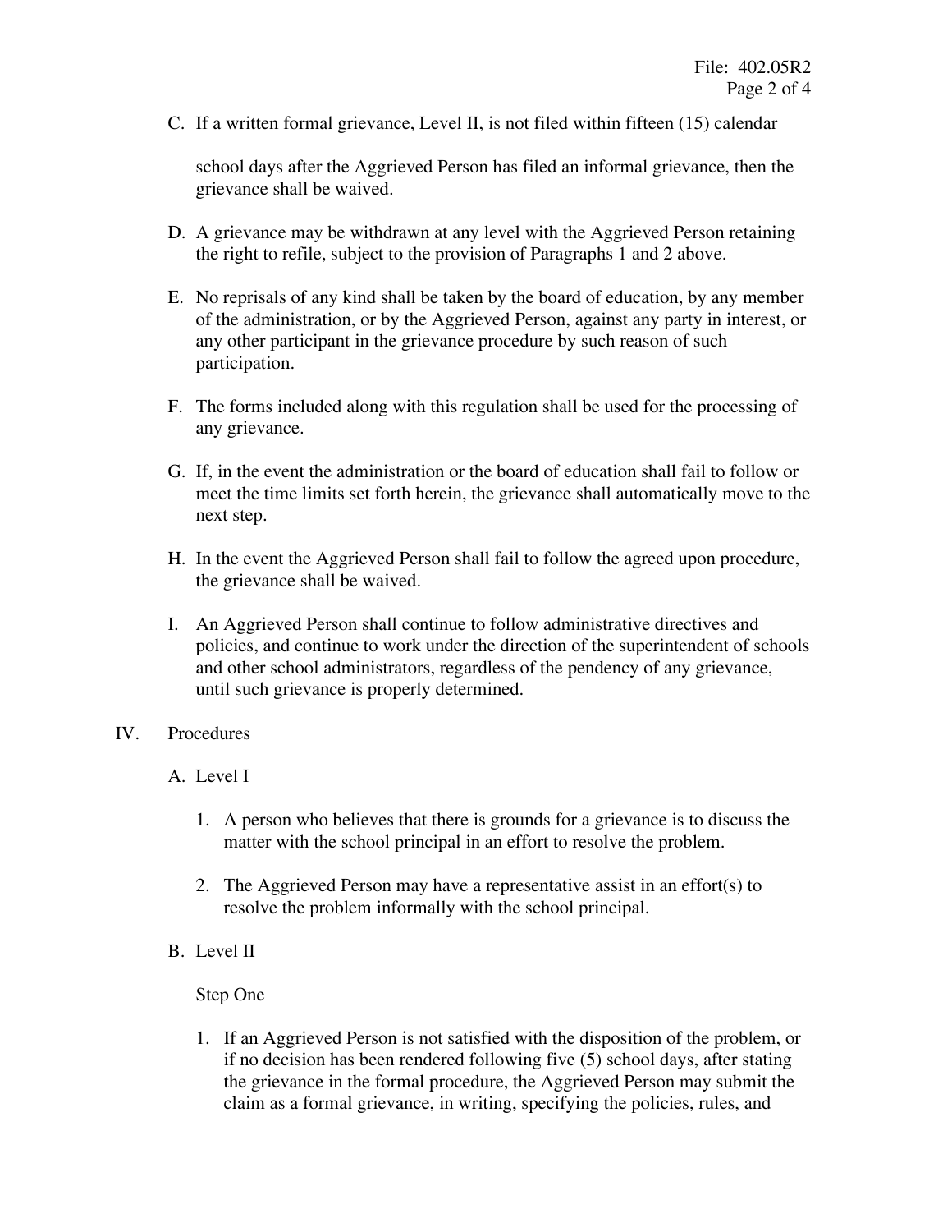C. If a written formal grievance, Level II, is not filed within fifteen (15) calendar

school days after the Aggrieved Person has filed an informal grievance, then the grievance shall be waived.

D. A grievance may be withdrawn at any level with the Aggrieved Person retaining the right to refile, subject to the provision of Paragraphs 1 and 2 above.

E. No reprisals of any kind shall be taken by the board of education, by any member of the administration, or by the Aggrieved Person, against any party in interest, or any other participant in the grievance procedure by such reason of such participation.

F. The forms included along with this regulation shall be used for the processing of any grievance.

G. If, in the event the administration or the board of education shall fail to follow or meet the time limits set forth herein, the grievance shall automatically move to the next step.

H. In the event the Aggrieved Person shall fail to follow the agreed upon procedure, the grievance shall be waived.

I. An Aggrieved Person shall continue to follow administrative directives and policies, and continue to work under the direction of the superintendent of schools and other school administrators, regardless of the pendency of any grievance, until such grievance is properly determined.

IV. Procedures

A. Level I

1. A person who believes that there is grounds for a grievance is to discuss the matter with the school principal in an effort to resolve the problem.

2. The Aggrieved Person may have a representative assist in an effort(s) to resolve the problem informally with the school principal.

B. Level II

Step One

1. If an Aggrieved Person is not satisfied with the disposition of the problem, or if no decision has been rendered following five (5) school days, after stating the grievance in the formal procedure, the Aggrieved Person may submit the claim as a formal grievance, in writing, specifying the policies, rules, and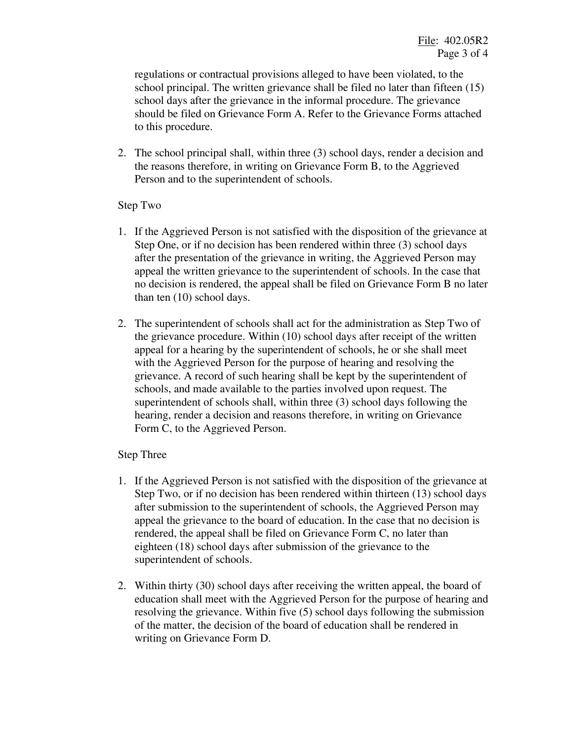regulations or contractual provisions alleged to have been violated, to the school principal. The written grievance shall be filed no later than fifteen (15) school days after the grievance in the informal procedure. The grievance should be filed on Grievance Form A. Refer to the Grievance Forms attached to this procedure.

2. The school principal shall, within three (3) school days, render a decision and the reasons therefore, in writing on Grievance Form B, to the Aggrieved Person and to the superintendent of schools.

Step Two

1. If the Aggrieved Person is not satisfied with the disposition of the grievance at Step One, or if no decision has been rendered within three (3) school days after the presentation of the grievance in writing, the Aggrieved Person may appeal the written grievance to the superintendent of schools. In the case that no decision is rendered, the appeal shall be filed on Grievance Form B no later than ten (10) school days.

2. The superintendent of schools shall act for the administration as Step Two of the grievance procedure. Within (10) school days after receipt of the written appeal for a hearing by the superintendent of schools, he or she shall meet with the Aggrieved Person for the purpose of hearing and resolving the grievance. A record of such hearing shall be kept by the superintendent of schools, and made available to the parties involved upon request. The superintendent of schools shall, within three (3) school days following the hearing, render a decision and reasons therefore, in writing on Grievance Form C, to the Aggrieved Person.

Step Three

1. If the Aggrieved Person is not satisfied with the disposition of the grievance at Step Two, or if no decision has been rendered within thirteen (13) school days after submission to the superintendent of schools, the Aggrieved Person may appeal the grievance to the board of education. In the case that no decision is rendered, the appeal shall be filed on Grievance Form C, no later than eighteen (18) school days after submission of the grievance to the superintendent of schools.

2. Within thirty (30) school days after receiving the written appeal, the board of education shall meet with the Aggrieved Person for the purpose of hearing and resolving the grievance. Within five (5) school days following the submission of the matter, the decision of the board of education shall be rendered in writing on Grievance Form D.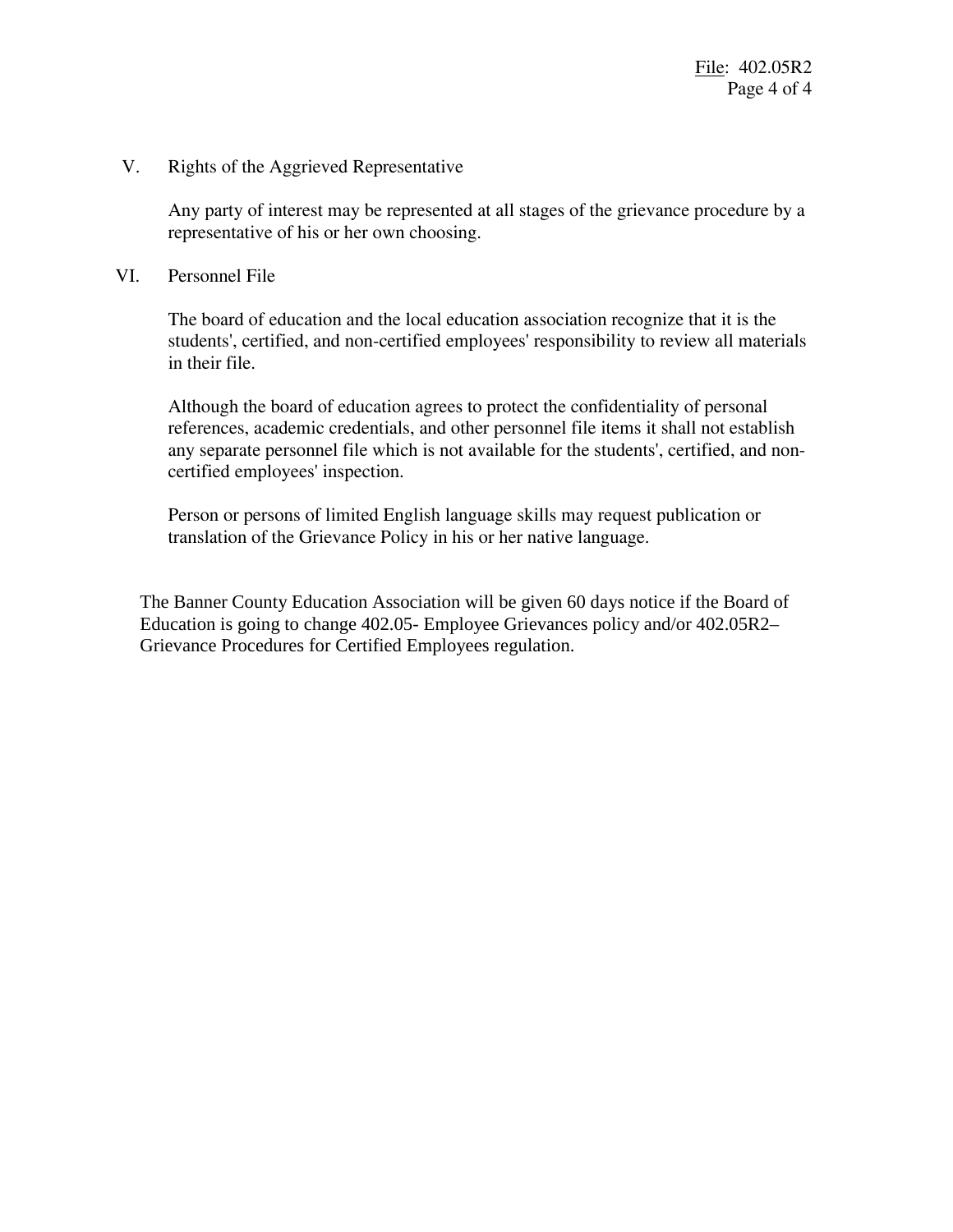V. Rights of the Aggrieved Representative

Any party of interest may be represented at all stages of the grievance procedure by a representative of his or her own choosing.

VI. Personnel File

The board of education and the local education association recognize that it is the students', certified, and non-certified employees' responsibility to review all materials in their file.

Although the board of education agrees to protect the confidentiality of personal references, academic credentials, and other personnel file items it shall not establish any separate personnel file which is not available for the students', certified, and non-certified employees' inspection.

Person or persons of limited English language skills may request publication or translation of the Grievance Policy in his or her native language.

The Banner County Education Association will be given 60 days notice if the Board of Education is going to change 402.05- Employee Grievances policy and/or 402.05R2– Grievance Procedures for Certified Employees regulation.